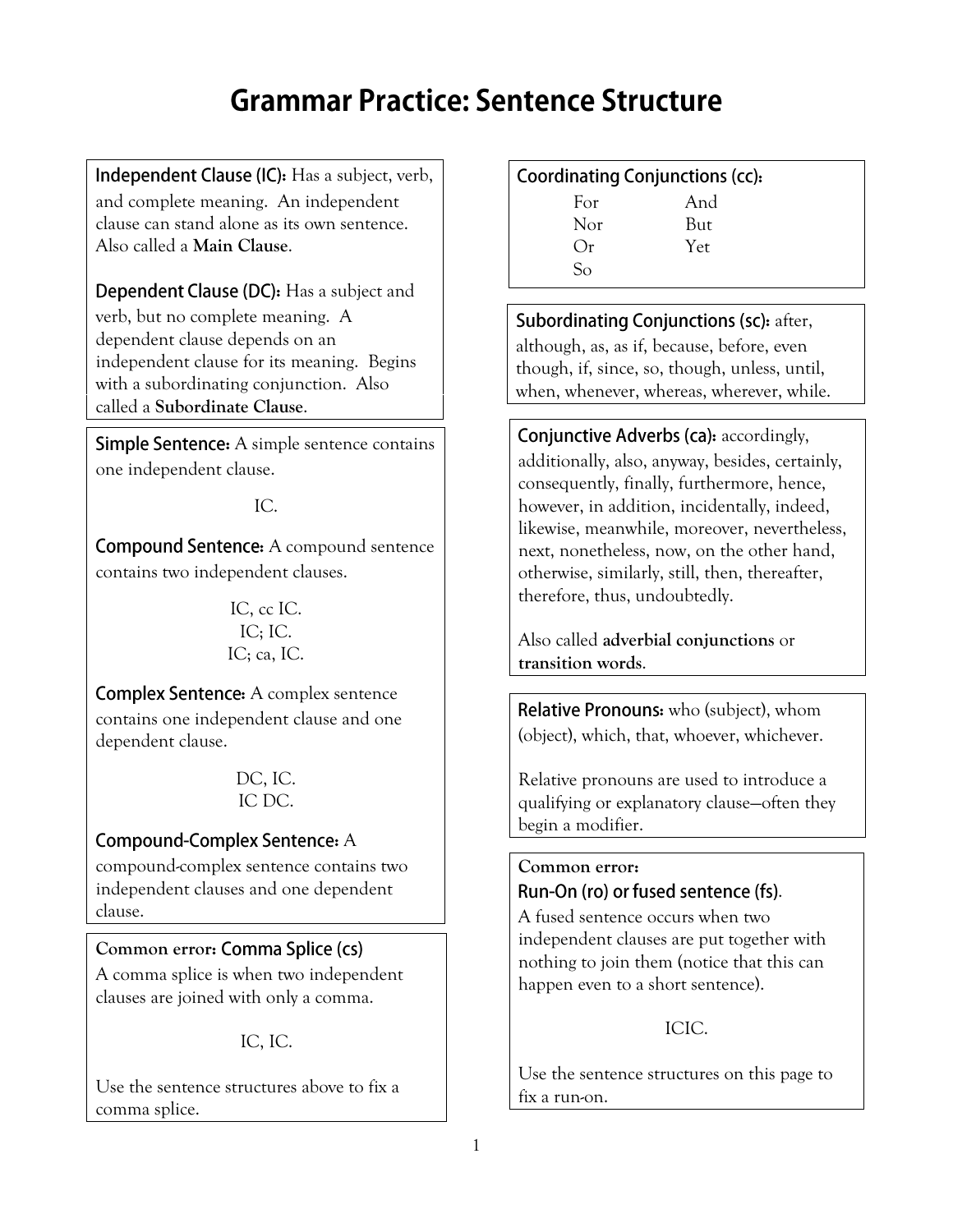# Grammar Practice: Sentence Structure

**Independent Clause (IC):** Has a subject, verb, and complete meaning. An independent clause can stand alone as its own sentence. Also called a **Main Clause**.

**Dependent Clause (DC):** Has a subject and verb, but no complete meaning. A dependent clause depends on an independent clause for its meaning. Begins with a subordinating conjunction. Also called a **Subordinate Clause**.

**Simple Sentence:** A simple sentence contains one independent clause.

IC.

**Compound Sentence:** A compound sentence contains two independent clauses.

IC, cc IC.
IC; IC.
IC; ca, IC.

**Complex Sentence:** A complex sentence contains one independent clause and one dependent clause.

DC, IC.
IC DC.

**Compound-Complex Sentence:** A compound-complex sentence contains two independent clauses and one dependent clause.

**Common error: Comma Splice (cs)**
A comma splice is when two independent clauses are joined with only a comma.

IC, IC.

Use the sentence structures above to fix a comma splice.

**Coordinating Conjunctions (cc):**

For, And, Nor, But, Or, Yet, So

**Subordinating Conjunctions (sc):** after, although, as, as if, because, before, even though, if, since, so, though, unless, until, when, whenever, whereas, wherever, while.

**Conjunctive Adverbs (ca):** accordingly, additionally, also, anyway, besides, certainly, consequently, finally, furthermore, hence, however, in addition, incidentally, indeed, likewise, meanwhile, moreover, nevertheless, next, nonetheless, now, on the other hand, otherwise, similarly, still, then, thereafter, therefore, thus, undoubtedly.

Also called **adverbial conjunctions** or **transition words**.

**Relative Pronouns:** who (subject), whom (object), which, that, whoever, whichever.

Relative pronouns are used to introduce a qualifying or explanatory clause—often they begin a modifier.

**Common error:**
**Run-On (ro) or fused sentence (fs)**.
A fused sentence occurs when two independent clauses are put together with nothing to join them (notice that this can happen even to a short sentence).

ICIC.

Use the sentence structures on this page to fix a run-on.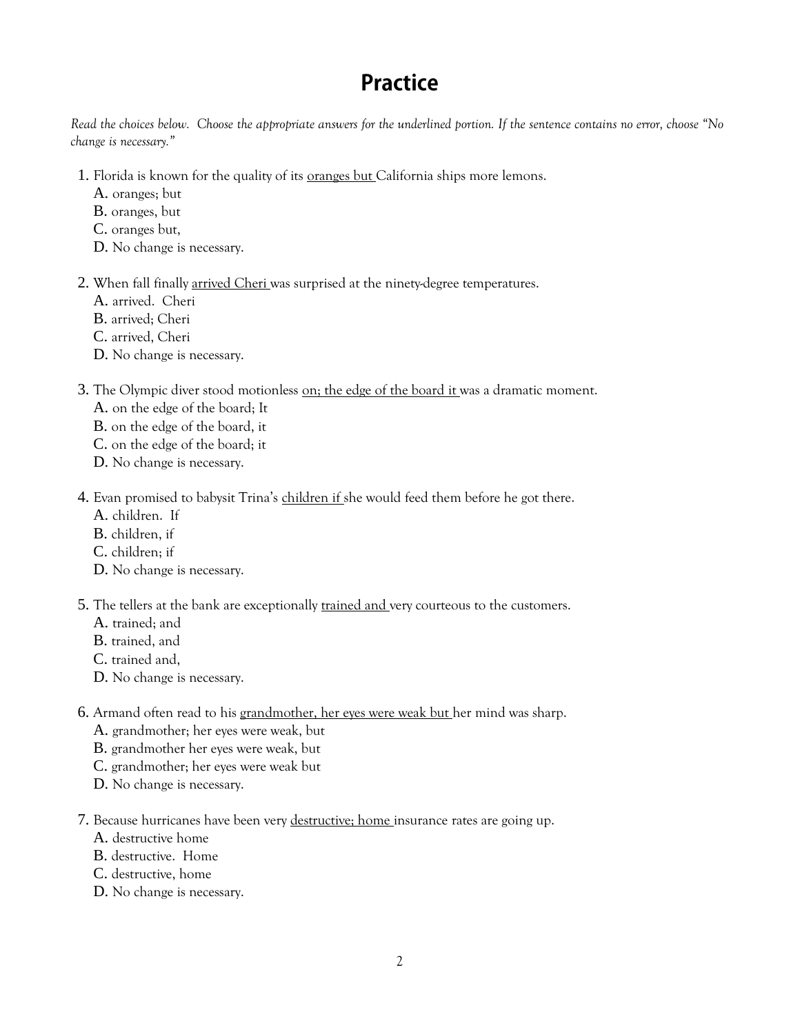# Practice

*Read the choices below. Choose the appropriate answers for the underlined portion. If the sentence contains no error, choose "No change is necessary."*

1. Florida is known for the quality of its <u>oranges but</u> California ships more lemons.
   A. oranges; but
   B. oranges, but
   C. oranges but,
   D. No change is necessary.

2. When fall finally <u>arrived Cheri</u> was surprised at the ninety-degree temperatures.
   A. arrived. Cheri
   B. arrived; Cheri
   C. arrived, Cheri
   D. No change is necessary.

3. The Olympic diver stood motionless <u>on; the edge of the board it</u> was a dramatic moment.
   A. on the edge of the board; It
   B. on the edge of the board, it
   C. on the edge of the board; it
   D. No change is necessary.

4. Evan promised to babysit Trina's <u>children if</u> she would feed them before he got there.
   A. children. If
   B. children, if
   C. children; if
   D. No change is necessary.

5. The tellers at the bank are exceptionally <u>trained and</u> very courteous to the customers.
   A. trained; and
   B. trained, and
   C. trained and,
   D. No change is necessary.

6. Armand often read to his <u>grandmother, her eyes were weak but</u> her mind was sharp.
   A. grandmother; her eyes were weak, but
   B. grandmother her eyes were weak, but
   C. grandmother; her eyes were weak but
   D. No change is necessary.

7. Because hurricanes have been very <u>destructive; home</u> insurance rates are going up.
   A. destructive home
   B. destructive. Home
   C. destructive, home
   D. No change is necessary.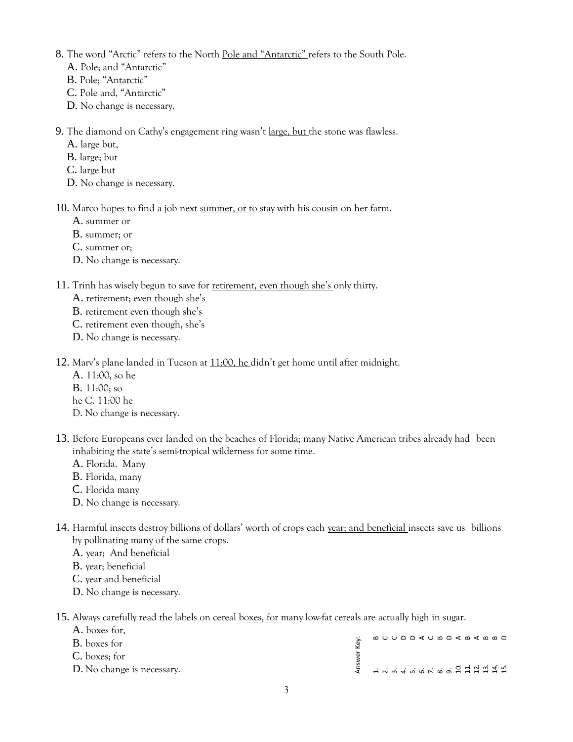8. The word "Arctic" refers to the North <u>Pole and "Antarctic"</u> refers to the South Pole.
   A. Pole; and "Antarctic"
   B. Pole; "Antarctic"
   C. Pole and, "Antarctic"
   D. No change is necessary.

9. The diamond on Cathy's engagement ring wasn't <u>large, but</u> the stone was flawless.
   A. large but,
   B. large; but
   C. large but
   D. No change is necessary.

10. Marco hopes to find a job next <u>summer, or</u> to stay with his cousin on her farm.
    A. summer or
    B. summer; or
    C. summer or;
    D. No change is necessary.

11. Trinh has wisely begun to save for <u>retirement, even though she's</u> only thirty.
    A. retirement; even though she's
    B. retirement even though she's
    C. retirement even though, she's
    D. No change is necessary.

12. Marv's plane landed in Tucson at <u>11:00, he</u> didn't get home until after midnight.
    A. 11:00, so he
    B. 11:00; so he
    C. 11:00 he
    D. No change is necessary.

13. Before Europeans ever landed on the beaches of <u>Florida; many</u> Native American tribes already had been inhabiting the state's semi-tropical wilderness for some time.
    A. Florida. Many
    B. Florida, many
    C. Florida many
    D. No change is necessary.

14. Harmful insects destroy billions of dollars' worth of crops each <u>year; and beneficial</u> insects save us billions by pollinating many of the same crops.
    A. year; And beneficial
    B. year; beneficial
    C. year and beneficial
    D. No change is necessary.

15. Always carefully read the labels on cereal <u>boxes, for</u> many low-fat cereals are actually high in sugar.
    A. boxes for,
    B. boxes for
    C. boxes; for
    D. No change is necessary.

Answer Key:

1. B
2. C
3. C
4. D
5. D
6. A
7. C
8. B
9. D
10. A
11. B
12. A
13. B
14. B
15. D